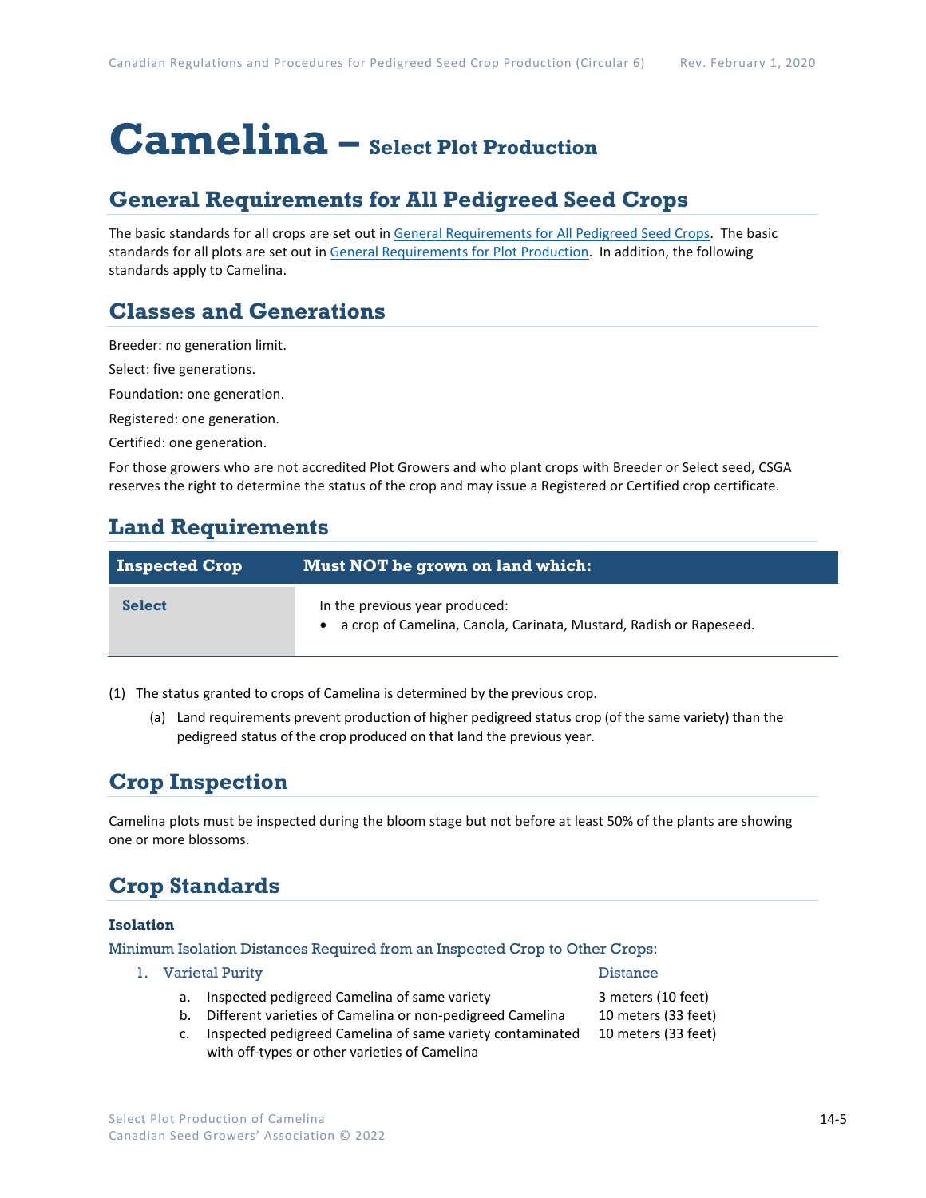# Camelina – Select Plot Production

## General Requirements for All Pedigreed Seed Crops

The basic standards for all crops are set out in General Requirements for All Pedigreed Seed Crops. The basic standards for all plots are set out in General Requirements for Plot Production. In addition, the following standards apply to Camelina.

## Classes and Generations

Breeder: no generation limit.

Select: five generations.

Foundation: one generation.

Registered: one generation.

Certified: one generation.

For those growers who are not accredited Plot Growers and who plant crops with Breeder or Select seed, CSGA reserves the right to determine the status of the crop and may issue a Registered or Certified crop certificate.

## Land Requirements

| Inspected Crop | Must NOT be grown on land which: |
|---|---|
| **Select** | In the previous year produced:<br>• a crop of Camelina, Canola, Carinata, Mustard, Radish or Rapeseed. |

(1) The status granted to crops of Camelina is determined by the previous crop.

(a) Land requirements prevent production of higher pedigreed status crop (of the same variety) than the pedigreed status of the crop produced on that land the previous year.

## Crop Inspection

Camelina plots must be inspected during the bloom stage but not before at least 50% of the plants are showing one or more blossoms.

## Crop Standards

### Isolation

Minimum Isolation Distances Required from an Inspected Crop to Other Crops:

| 1. Varietal Purity | Distance |
|---|---|
| a. Inspected pedigreed Camelina of same variety | 3 meters (10 feet) |
| b. Different varieties of Camelina or non-pedigreed Camelina | 10 meters (33 feet) |
| c. Inspected pedigreed Camelina of same variety contaminated with off-types or other varieties of Camelina | 10 meters (33 feet) |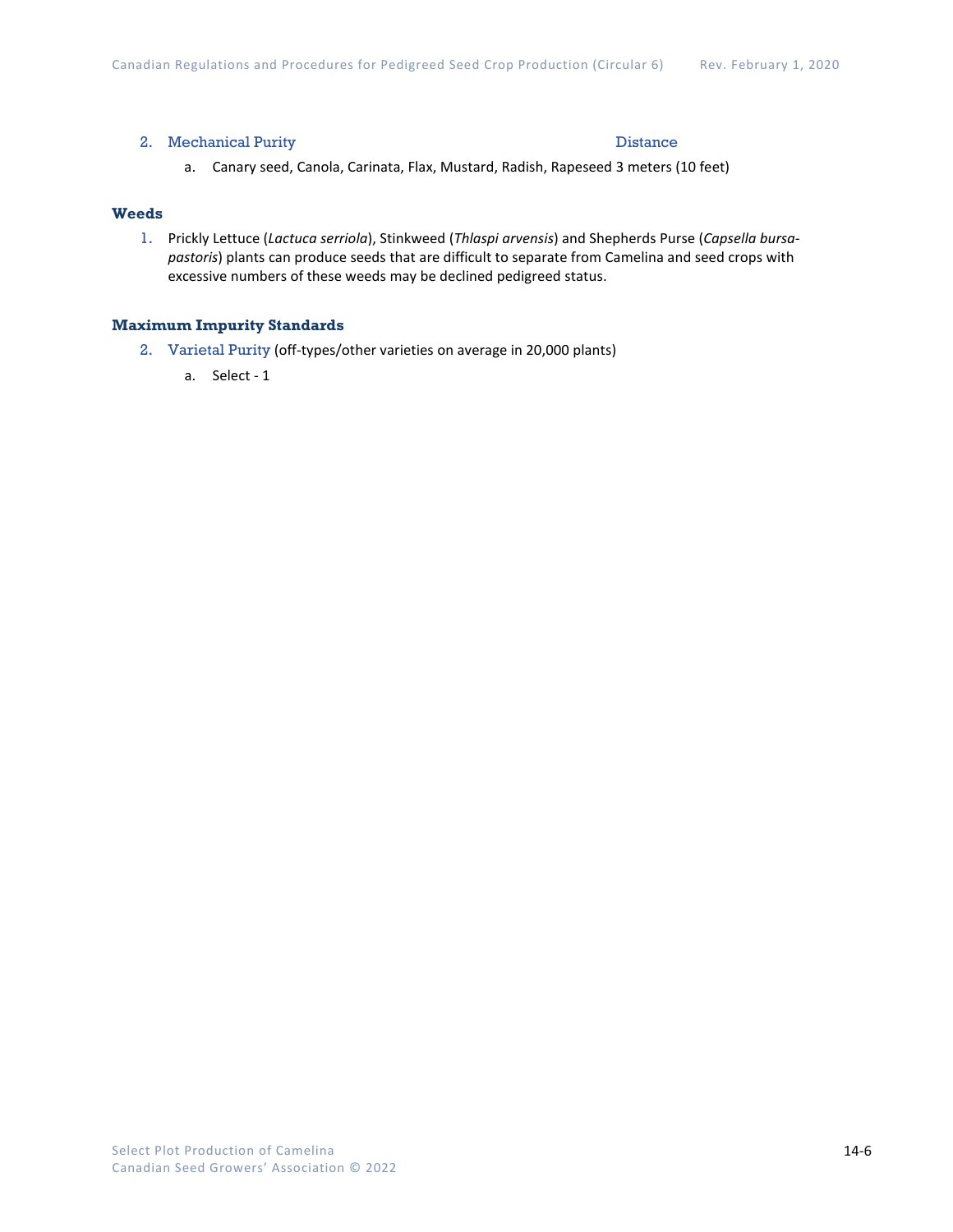2. Mechanical Purity — Distance

   a. Canary seed, Canola, Carinata, Flax, Mustard, Radish, Rapeseed 3 meters (10 feet)

### Weeds

1. Prickly Lettuce (*Lactuca serriola*), Stinkweed (*Thlaspi arvensis*) and Shepherds Purse (*Capsella bursa-pastoris*) plants can produce seeds that are difficult to separate from Camelina and seed crops with excessive numbers of these weeds may be declined pedigreed status.

### Maximum Impurity Standards

2. Varietal Purity (off-types/other varieties on average in 20,000 plants)

   a. Select - 1